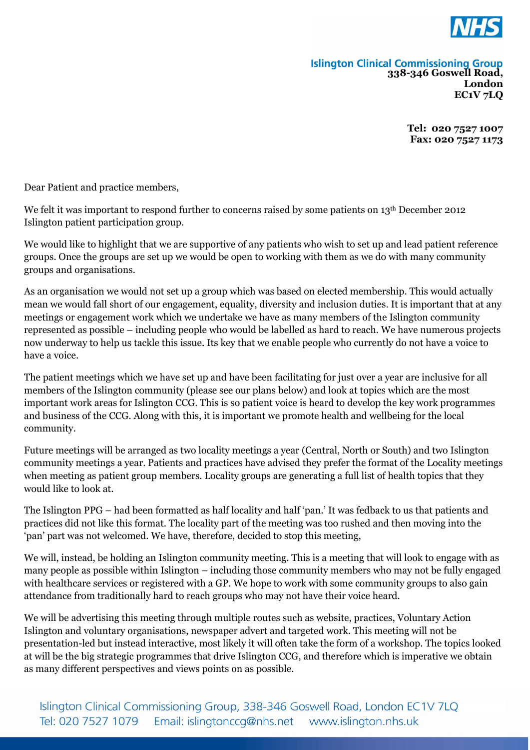**Islington Clinical Commissioning Group**
**338-346 Goswell Road,**
**London**
**EC1V 7LQ**

**Tel: 020 7527 1007**
**Fax: 020 7527 1173**

Dear Patient and practice members,

We felt it was important to respond further to concerns raised by some patients on 13th December 2012 Islington patient participation group.

We would like to highlight that we are supportive of any patients who wish to set up and lead patient reference groups. Once the groups are set up we would be open to working with them as we do with many community groups and organisations.

As an organisation we would not set up a group which was based on elected membership. This would actually mean we would fall short of our engagement, equality, diversity and inclusion duties. It is important that at any meetings or engagement work which we undertake we have as many members of the Islington community represented as possible – including people who would be labelled as hard to reach. We have numerous projects now underway to help us tackle this issue. Its key that we enable people who currently do not have a voice to have a voice.

The patient meetings which we have set up and have been facilitating for just over a year are inclusive for all members of the Islington community (please see our plans below) and look at topics which are the most important work areas for Islington CCG. This is so patient voice is heard to develop the key work programmes and business of the CCG. Along with this, it is important we promote health and wellbeing for the local community.

Future meetings will be arranged as two locality meetings a year (Central, North or South) and two Islington community meetings a year. Patients and practices have advised they prefer the format of the Locality meetings when meeting as patient group members. Locality groups are generating a full list of health topics that they would like to look at.

The Islington PPG – had been formatted as half locality and half 'pan.' It was fedback to us that patients and practices did not like this format. The locality part of the meeting was too rushed and then moving into the 'pan' part was not welcomed. We have, therefore, decided to stop this meeting,

We will, instead, be holding an Islington community meeting. This is a meeting that will look to engage with as many people as possible within Islington – including those community members who may not be fully engaged with healthcare services or registered with a GP. We hope to work with some community groups to also gain attendance from traditionally hard to reach groups who may not have their voice heard.

We will be advertising this meeting through multiple routes such as website, practices, Voluntary Action Islington and voluntary organisations, newspaper advert and targeted work. This meeting will not be presentation-led but instead interactive, most likely it will often take the form of a workshop. The topics looked at will be the big strategic programmes that drive Islington CCG, and therefore which is imperative we obtain as many different perspectives and views points on as possible.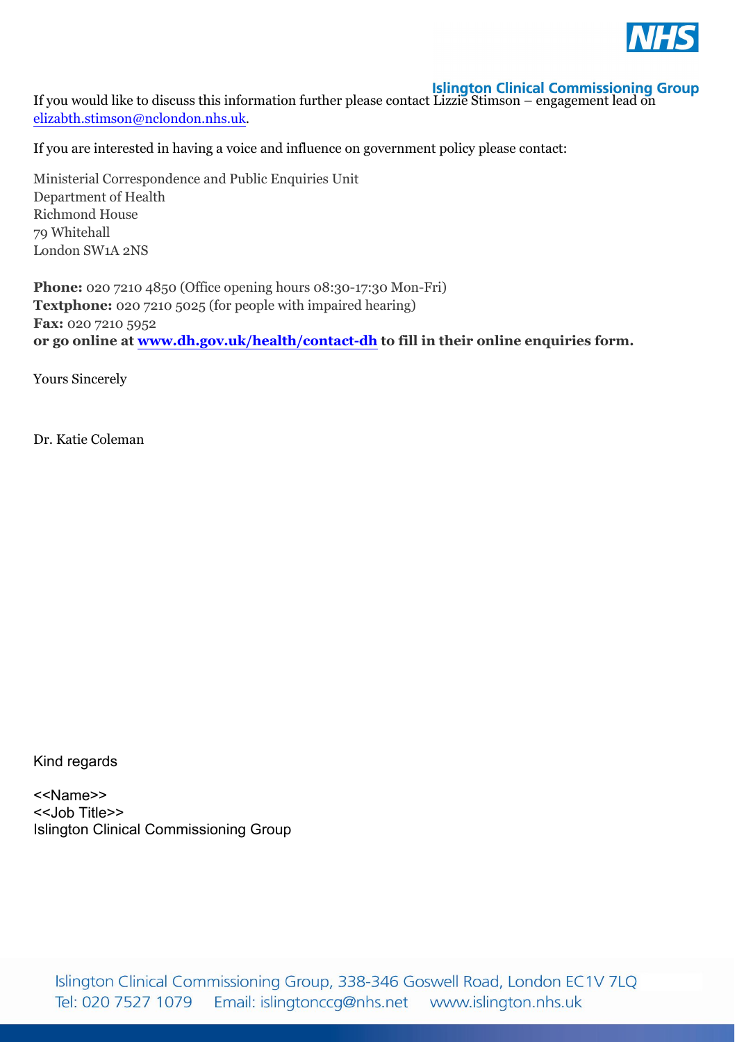If you would like to discuss this information further please contact Lizzie Stimson – engagement lead on elizabth.stimson@nclondon.nhs.uk.

If you are interested in having a voice and influence on government policy please contact:

Ministerial Correspondence and Public Enquiries Unit
Department of Health
Richmond House
79 Whitehall
London SW1A 2NS

**Phone:** 020 7210 4850 (Office opening hours 08:30-17:30 Mon-Fri)
**Textphone:** 020 7210 5025 (for people with impaired hearing)
**Fax:** 020 7210 5952
**or go online at www.dh.gov.uk/health/contact-dh to fill in their online enquiries form.**

Yours Sincerely

Dr. Katie Coleman

Kind regards

<<Name>>
<<Job Title>>
Islington Clinical Commissioning Group